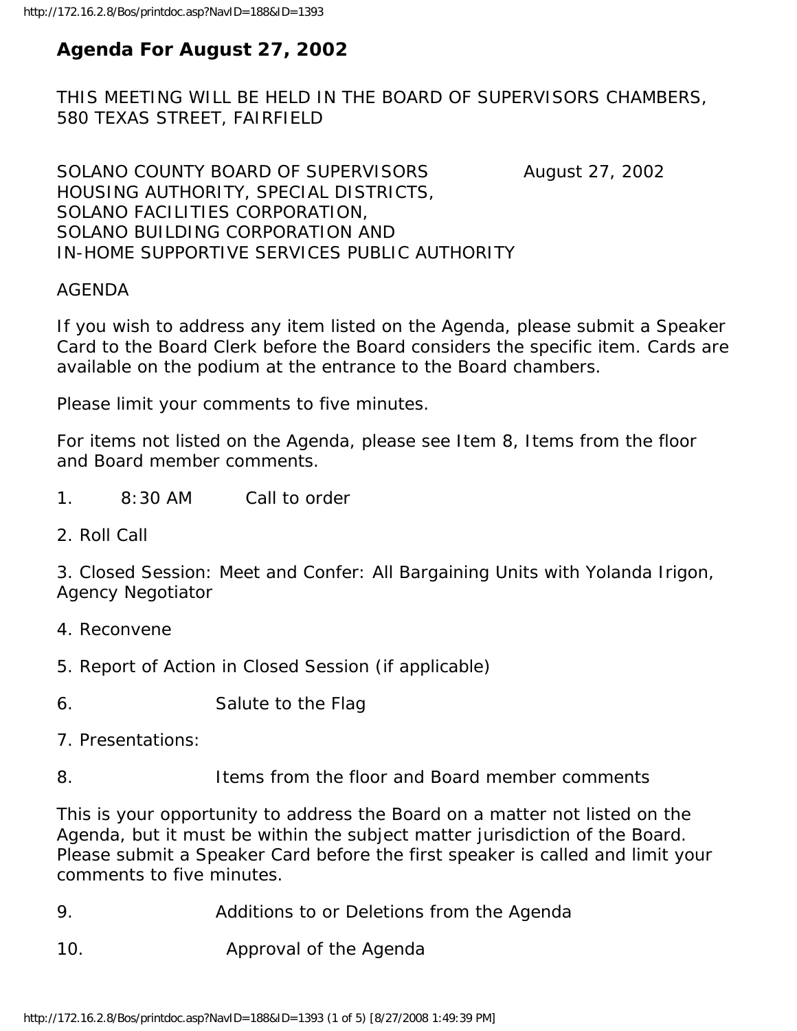# Agenda For August 27, 2002

THIS MEETING WILL BE HELD IN THE BOARD OF SUPERVISORS CHAMBERS, 580 TEXAS STREET, FAIRFIELD

SOLANO COUNTY BOARD OF SUPERVISORS August 27, 2002
HOUSING AUTHORITY, SPECIAL DISTRICTS,
SOLANO FACILITIES CORPORATION,
SOLANO BUILDING CORPORATION AND
IN-HOME SUPPORTIVE SERVICES PUBLIC AUTHORITY

AGENDA

If you wish to address any item listed on the Agenda, please submit a Speaker Card to the Board Clerk before the Board considers the specific item. Cards are available on the podium at the entrance to the Board chambers.

Please limit your comments to five minutes.

For items not listed on the Agenda, please see Item 8, Items from the floor and Board member comments.

1. 8:30 AM Call to order

2. Roll Call

3. Closed Session: Meet and Confer: All Bargaining Units with Yolanda Irigon, Agency Negotiator

4. Reconvene

5. Report of Action in Closed Session (if applicable)

6. Salute to the Flag

7. Presentations:

8. Items from the floor and Board member comments

This is your opportunity to address the Board on a matter not listed on the Agenda, but it must be within the subject matter jurisdiction of the Board. Please submit a Speaker Card before the first speaker is called and limit your comments to five minutes.

9. Additions to or Deletions from the Agenda

10. Approval of the Agenda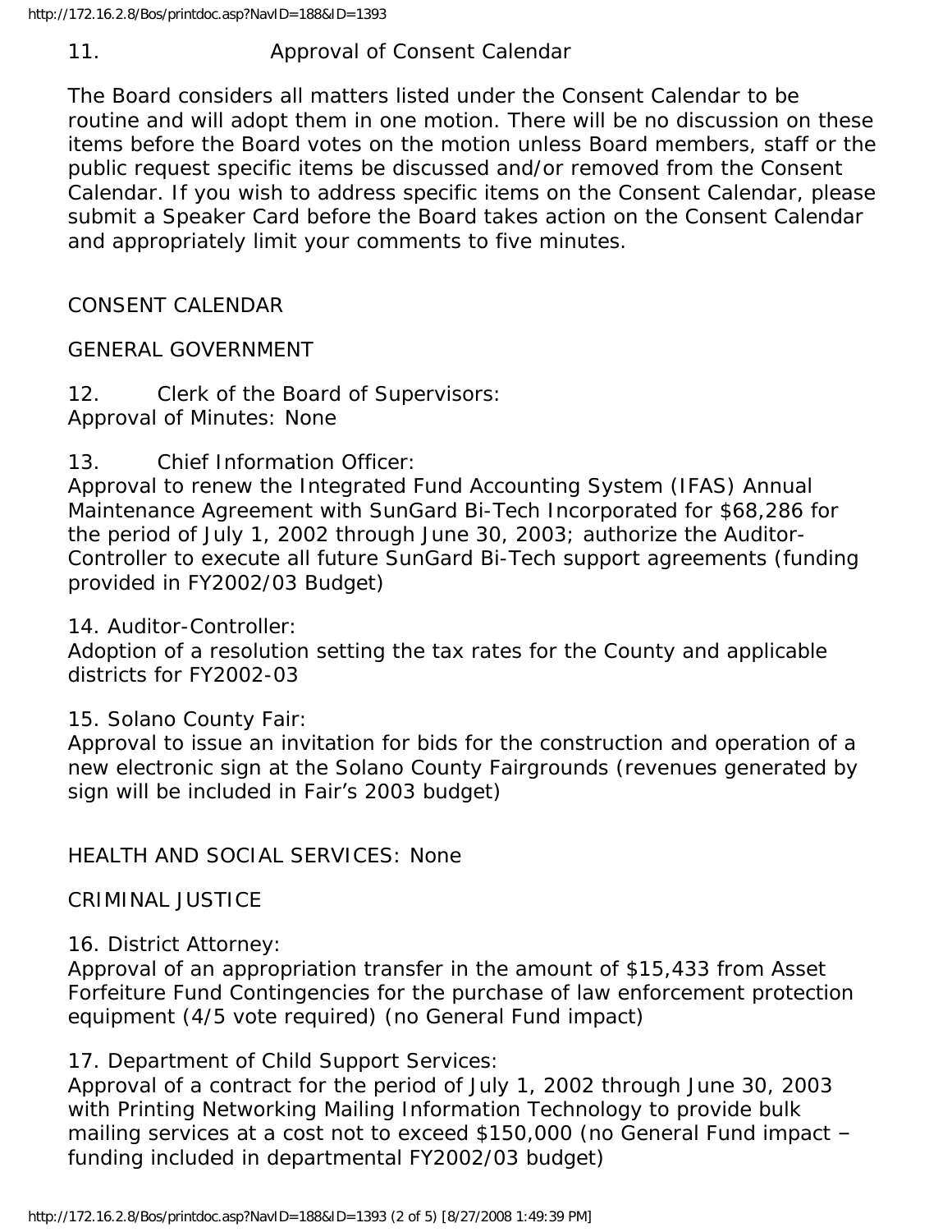11. Approval of Consent Calendar

The Board considers all matters listed under the Consent Calendar to be routine and will adopt them in one motion. There will be no discussion on these items before the Board votes on the motion unless Board members, staff or the public request specific items be discussed and/or removed from the Consent Calendar. If you wish to address specific items on the Consent Calendar, please submit a Speaker Card before the Board takes action on the Consent Calendar and appropriately limit your comments to five minutes.

CONSENT CALENDAR

GENERAL GOVERNMENT

12. Clerk of the Board of Supervisors:
Approval of Minutes: None

13. Chief Information Officer:
Approval to renew the Integrated Fund Accounting System (IFAS) Annual Maintenance Agreement with SunGard Bi-Tech Incorporated for $68,286 for the period of July 1, 2002 through June 30, 2003; authorize the Auditor-Controller to execute all future SunGard Bi-Tech support agreements (funding provided in FY2002/03 Budget)

14. Auditor-Controller:
Adoption of a resolution setting the tax rates for the County and applicable districts for FY2002-03

15. Solano County Fair:
Approval to issue an invitation for bids for the construction and operation of a new electronic sign at the Solano County Fairgrounds (revenues generated by sign will be included in Fair's 2003 budget)

HEALTH AND SOCIAL SERVICES: None

CRIMINAL JUSTICE

16. District Attorney:
Approval of an appropriation transfer in the amount of $15,433 from Asset Forfeiture Fund Contingencies for the purchase of law enforcement protection equipment (4/5 vote required) (no General Fund impact)

17. Department of Child Support Services:
Approval of a contract for the period of July 1, 2002 through June 30, 2003 with Printing Networking Mailing Information Technology to provide bulk mailing services at a cost not to exceed $150,000 (no General Fund impact – funding included in departmental FY2002/03 budget)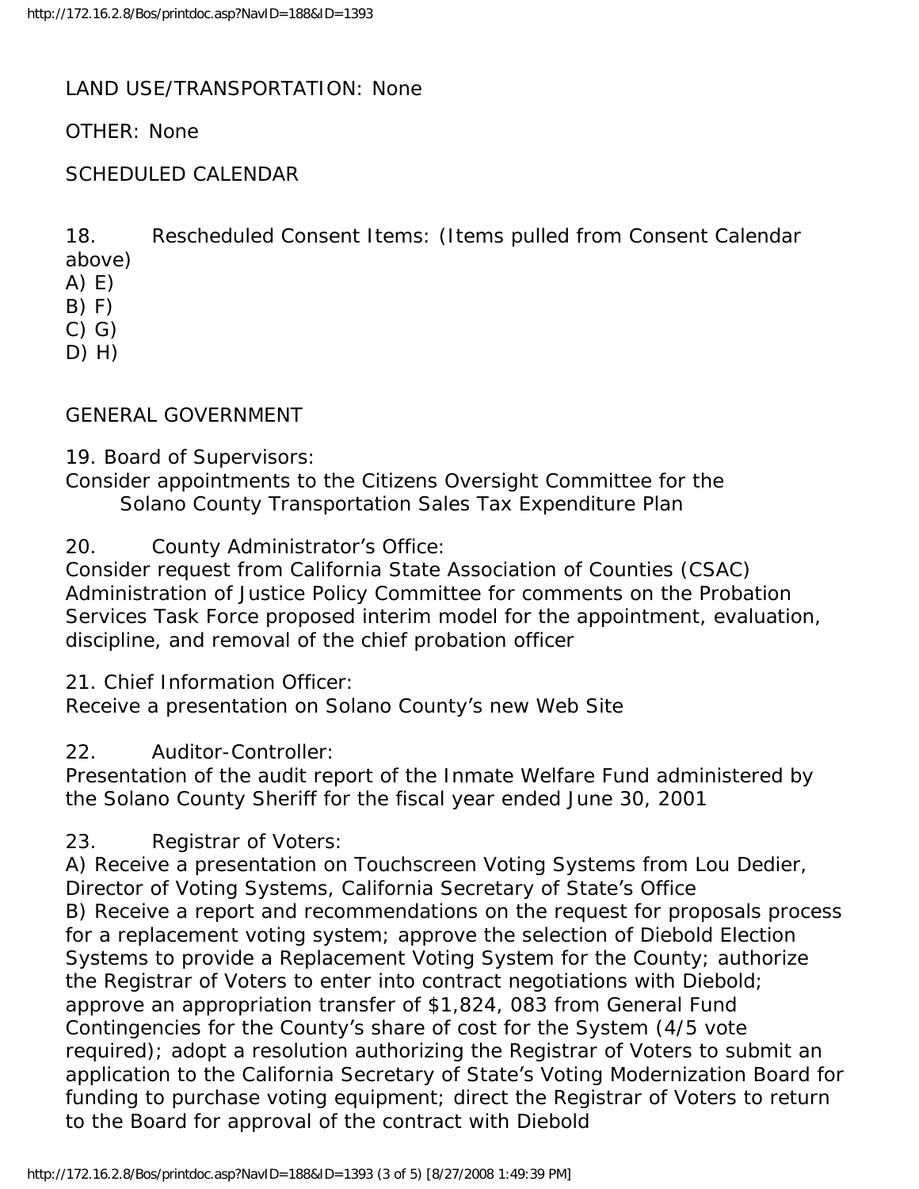LAND USE/TRANSPORTATION: None

OTHER: None

SCHEDULED CALENDAR

18. Rescheduled Consent Items: (Items pulled from Consent Calendar above)
A) E)
B) F)
C) G)
D) H)

GENERAL GOVERNMENT

19. Board of Supervisors:
Consider appointments to the Citizens Oversight Committee for the Solano County Transportation Sales Tax Expenditure Plan

20. County Administrator's Office:
Consider request from California State Association of Counties (CSAC) Administration of Justice Policy Committee for comments on the Probation Services Task Force proposed interim model for the appointment, evaluation, discipline, and removal of the chief probation officer

21. Chief Information Officer:
Receive a presentation on Solano County's new Web Site

22. Auditor-Controller:
Presentation of the audit report of the Inmate Welfare Fund administered by the Solano County Sheriff for the fiscal year ended June 30, 2001

23. Registrar of Voters:
A) Receive a presentation on Touchscreen Voting Systems from Lou Dedier, Director of Voting Systems, California Secretary of State's Office
B) Receive a report and recommendations on the request for proposals process for a replacement voting system; approve the selection of Diebold Election Systems to provide a Replacement Voting System for the County; authorize the Registrar of Voters to enter into contract negotiations with Diebold; approve an appropriation transfer of $1,824, 083 from General Fund Contingencies for the County's share of cost for the System (4/5 vote required); adopt a resolution authorizing the Registrar of Voters to submit an application to the California Secretary of State's Voting Modernization Board for funding to purchase voting equipment; direct the Registrar of Voters to return to the Board for approval of the contract with Diebold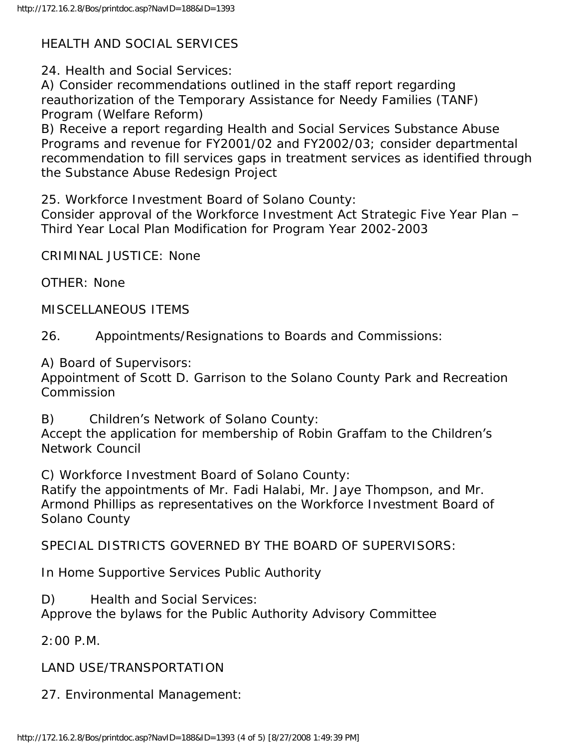HEALTH AND SOCIAL SERVICES

24. Health and Social Services:
A) Consider recommendations outlined in the staff report regarding reauthorization of the Temporary Assistance for Needy Families (TANF) Program (Welfare Reform)
B) Receive a report regarding Health and Social Services Substance Abuse Programs and revenue for FY2001/02 and FY2002/03; consider departmental recommendation to fill services gaps in treatment services as identified through the Substance Abuse Redesign Project

25. Workforce Investment Board of Solano County:
Consider approval of the Workforce Investment Act Strategic Five Year Plan – Third Year Local Plan Modification for Program Year 2002-2003

CRIMINAL JUSTICE: None

OTHER: None

MISCELLANEOUS ITEMS

26. Appointments/Resignations to Boards and Commissions:

A) Board of Supervisors:
Appointment of Scott D. Garrison to the Solano County Park and Recreation Commission

B) Children's Network of Solano County:
Accept the application for membership of Robin Graffam to the Children's Network Council

C) Workforce Investment Board of Solano County:
Ratify the appointments of Mr. Fadi Halabi, Mr. Jaye Thompson, and Mr. Armond Phillips as representatives on the Workforce Investment Board of Solano County

SPECIAL DISTRICTS GOVERNED BY THE BOARD OF SUPERVISORS:

In Home Supportive Services Public Authority

D) Health and Social Services:
Approve the bylaws for the Public Authority Advisory Committee

2:00 P.M.

LAND USE/TRANSPORTATION

27. Environmental Management: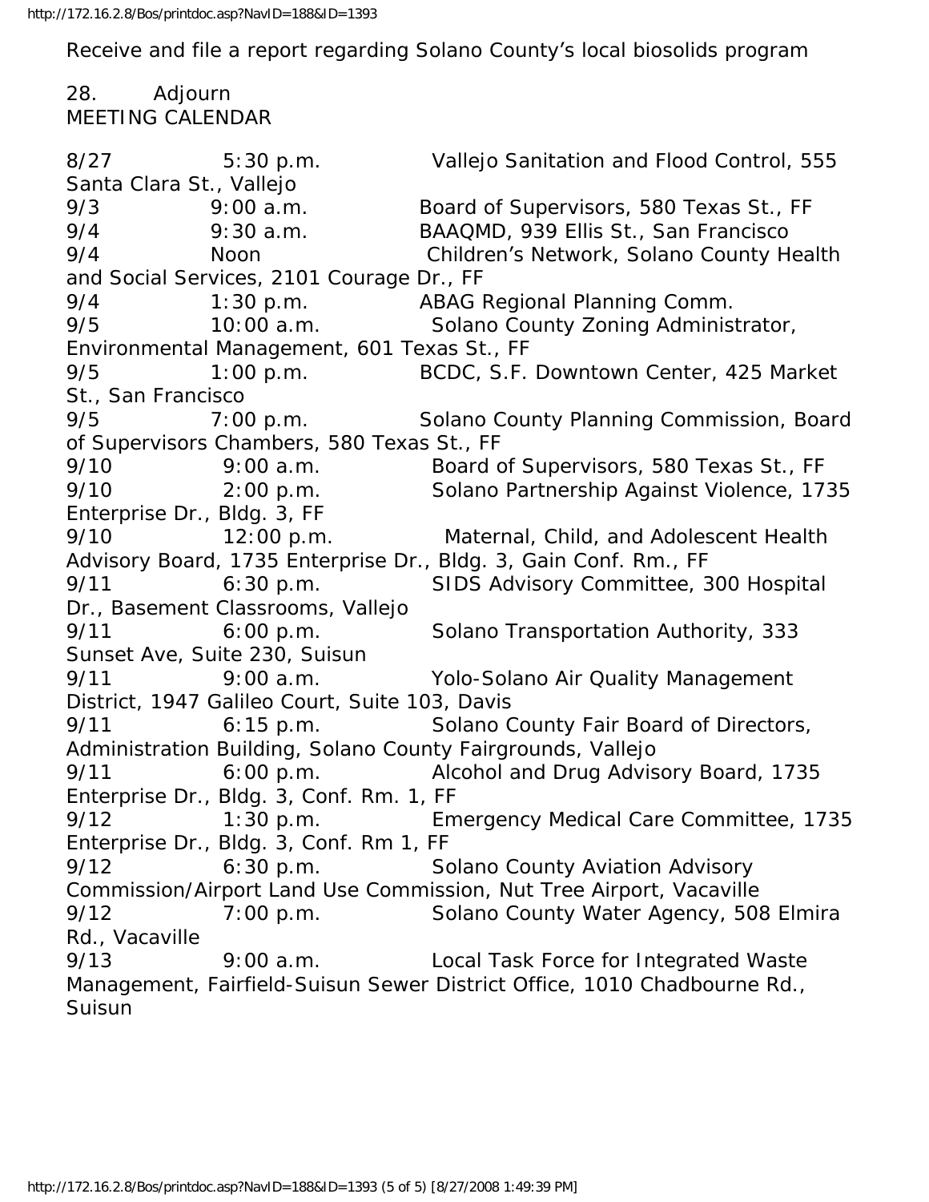Receive and file a report regarding Solano County's local biosolids program

28. Adjourn

MEETING CALENDAR

| | | |
|---|---|---|
| 8/27 | 5:30 p.m. | Vallejo Sanitation and Flood Control, 555 Santa Clara St., Vallejo |
| 9/3 | 9:00 a.m. | Board of Supervisors, 580 Texas St., FF |
| 9/4 | 9:30 a.m. | BAAQMD, 939 Ellis St., San Francisco |
| 9/4 | Noon | Children's Network, Solano County Health and Social Services, 2101 Courage Dr., FF |
| 9/4 | 1:30 p.m. | ABAG Regional Planning Comm. |
| 9/5 | 10:00 a.m. | Solano County Zoning Administrator, Environmental Management, 601 Texas St., FF |
| 9/5 | 1:00 p.m. | BCDC, S.F. Downtown Center, 425 Market St., San Francisco |
| 9/5 | 7:00 p.m. | Solano County Planning Commission, Board of Supervisors Chambers, 580 Texas St., FF |
| 9/10 | 9:00 a.m. | Board of Supervisors, 580 Texas St., FF |
| 9/10 | 2:00 p.m. | Solano Partnership Against Violence, 1735 Enterprise Dr., Bldg. 3, FF |
| 9/10 | 12:00 p.m. | Maternal, Child, and Adolescent Health Advisory Board, 1735 Enterprise Dr., Bldg. 3, Gain Conf. Rm., FF |
| 9/11 | 6:30 p.m. | SIDS Advisory Committee, 300 Hospital Dr., Basement Classrooms, Vallejo |
| 9/11 | 6:00 p.m. | Solano Transportation Authority, 333 Sunset Ave, Suite 230, Suisun |
| 9/11 | 9:00 a.m. | Yolo-Solano Air Quality Management District, 1947 Galileo Court, Suite 103, Davis |
| 9/11 | 6:15 p.m. | Solano County Fair Board of Directors, Administration Building, Solano County Fairgrounds, Vallejo |
| 9/11 | 6:00 p.m. | Alcohol and Drug Advisory Board, 1735 Enterprise Dr., Bldg. 3, Conf. Rm. 1, FF |
| 9/12 | 1:30 p.m. | Emergency Medical Care Committee, 1735 Enterprise Dr., Bldg. 3, Conf. Rm 1, FF |
| 9/12 | 6:30 p.m. | Solano County Aviation Advisory Commission/Airport Land Use Commission, Nut Tree Airport, Vacaville |
| 9/12 | 7:00 p.m. | Solano County Water Agency, 508 Elmira Rd., Vacaville |
| 9/13 | 9:00 a.m. | Local Task Force for Integrated Waste Management, Fairfield-Suisun Sewer District Office, 1010 Chadbourne Rd., Suisun |